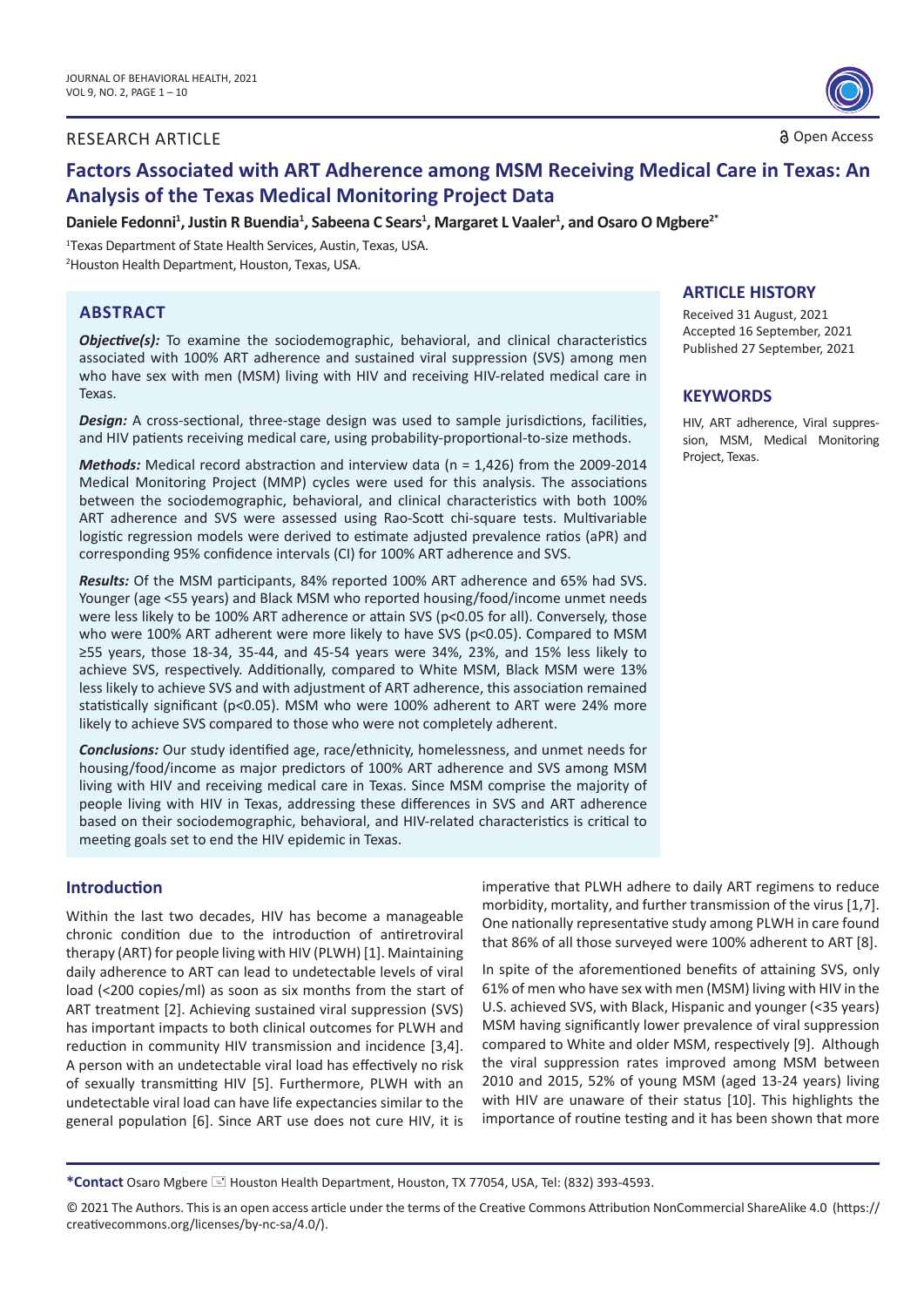RESEARCH ARTICLE

Open Access

# Factors Associated with ART Adherence among MSM Receiving Medical Care in Texas: An Analysis of the Texas Medical Monitoring Project Data

**Daniele Fedonni[1], Justin R Buendia[1], Sabeena C Sears[1], Margaret L Vaaler[1], and Osaro O Mgbere[2*]**

[1]Texas Department of State Health Services, Austin, Texas, USA.
[2]Houston Health Department, Houston, Texas, USA.

## ARTICLE HISTORY

Received 31 August, 2021
Accepted 16 September, 2021
Published 27 September, 2021

## KEYWORDS

HIV, ART adherence, Viral suppression, MSM, Medical Monitoring Project, Texas.

## ABSTRACT

***Objective(s):*** To examine the sociodemographic, behavioral, and clinical characteristics associated with 100% ART adherence and sustained viral suppression (SVS) among men who have sex with men (MSM) living with HIV and receiving HIV-related medical care in Texas.

***Design:*** A cross-sectional, three-stage design was used to sample jurisdictions, facilities, and HIV patients receiving medical care, using probability-proportional-to-size methods.

***Methods:*** Medical record abstraction and interview data (n = 1,426) from the 2009-2014 Medical Monitoring Project (MMP) cycles were used for this analysis. The associations between the sociodemographic, behavioral, and clinical characteristics with both 100% ART adherence and SVS were assessed using Rao-Scott chi-square tests. Multivariable logistic regression models were derived to estimate adjusted prevalence ratios (aPR) and corresponding 95% confidence intervals (CI) for 100% ART adherence and SVS.

***Results:*** Of the MSM participants, 84% reported 100% ART adherence and 65% had SVS. Younger (age <55 years) and Black MSM who reported housing/food/income unmet needs were less likely to be 100% ART adherence or attain SVS ($p<0.05$ for all). Conversely, those who were 100% ART adherent were more likely to have SVS ($p<0.05$). Compared to MSM ≥55 years, those 18-34, 35-44, and 45-54 years were 34%, 23%, and 15% less likely to achieve SVS, respectively. Additionally, compared to White MSM, Black MSM were 13% less likely to achieve SVS and with adjustment of ART adherence, this association remained statistically significant ($p<0.05$). MSM who were 100% adherent to ART were 24% more likely to achieve SVS compared to those who were not completely adherent.

***Conclusions:*** Our study identified age, race/ethnicity, homelessness, and unmet needs for housing/food/income as major predictors of 100% ART adherence and SVS among MSM living with HIV and receiving medical care in Texas. Since MSM comprise the majority of people living with HIV in Texas, addressing these differences in SVS and ART adherence based on their sociodemographic, behavioral, and HIV-related characteristics is critical to meeting goals set to end the HIV epidemic in Texas.

## Introduction

Within the last two decades, HIV has become a manageable chronic condition due to the introduction of antiretroviral therapy (ART) for people living with HIV (PLWH) [1]. Maintaining daily adherence to ART can lead to undetectable levels of viral load (<200 copies/ml) as soon as six months from the start of ART treatment [2]. Achieving sustained viral suppression (SVS) has important impacts to both clinical outcomes for PLWH and reduction in community HIV transmission and incidence [3,4]. A person with an undetectable viral load has effectively no risk of sexually transmitting HIV [5]. Furthermore, PLWH with an undetectable viral load can have life expectancies similar to the general population [6]. Since ART use does not cure HIV, it is imperative that PLWH adhere to daily ART regimens to reduce morbidity, mortality, and further transmission of the virus [1,7]. One nationally representative study among PLWH in care found that 86% of all those surveyed were 100% adherent to ART [8].

In spite of the aforementioned benefits of attaining SVS, only 61% of men who have sex with men (MSM) living with HIV in the U.S. achieved SVS, with Black, Hispanic and younger (<35 years) MSM having significantly lower prevalence of viral suppression compared to White and older MSM, respectively [9]. Although the viral suppression rates improved among MSM between 2010 and 2015, 52% of young MSM (aged 13-24 years) living with HIV are unaware of their status [10]. This highlights the importance of routine testing and it has been shown that more

**\*Contact** Osaro Mgbere Houston Health Department, Houston, TX 77054, USA, Tel: (832) 393-4593.

© 2021 The Authors. This is an open access article under the terms of the Creative Commons Attribution NonCommercial ShareAlike 4.0 (https://creativecommons.org/licenses/by-nc-sa/4.0/).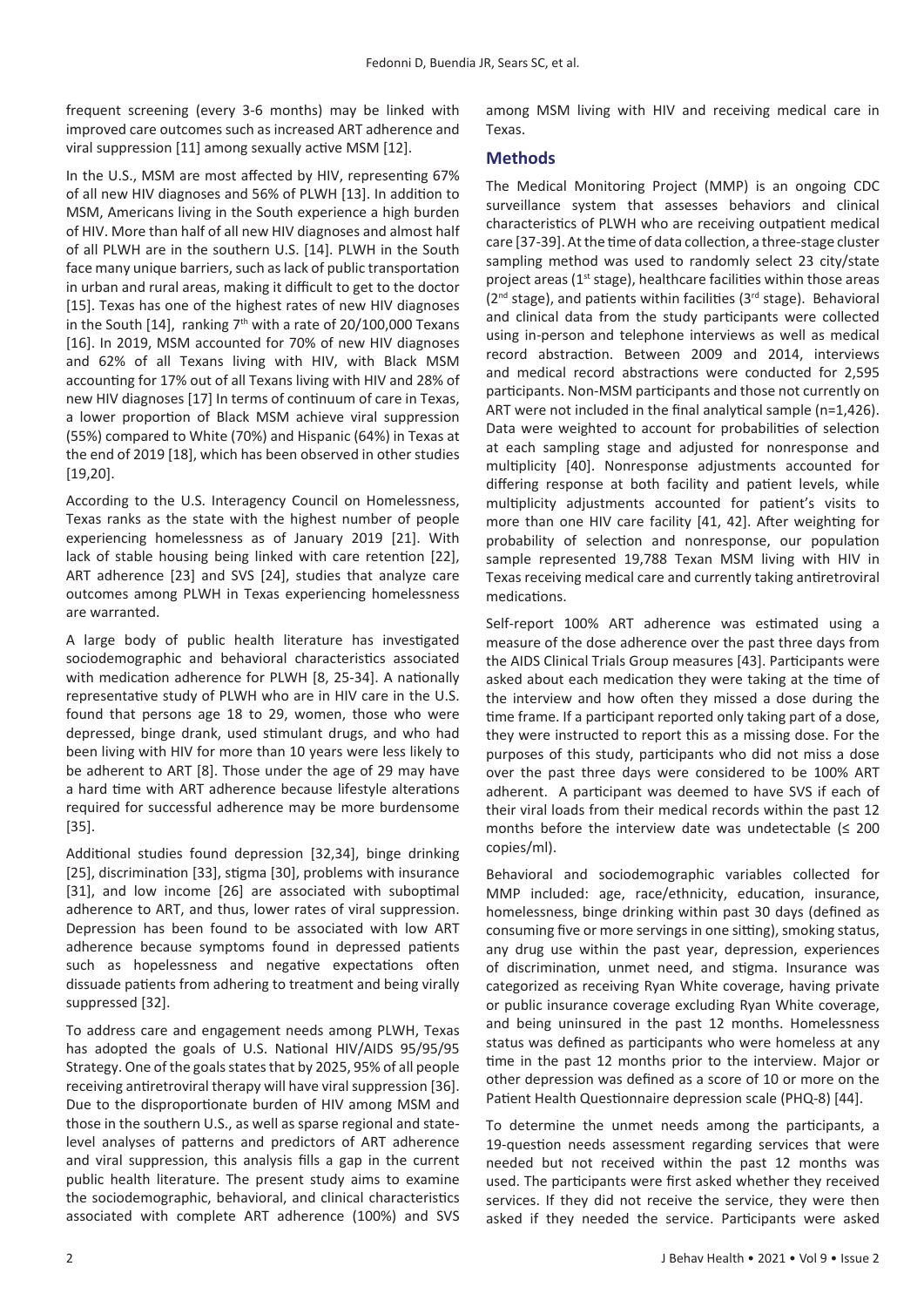frequent screening (every 3-6 months) may be linked with improved care outcomes such as increased ART adherence and viral suppression [11] among sexually active MSM [12].

In the U.S., MSM are most affected by HIV, representing 67% of all new HIV diagnoses and 56% of PLWH [13]. In addition to MSM, Americans living in the South experience a high burden of HIV. More than half of all new HIV diagnoses and almost half of all PLWH are in the southern U.S. [14]. PLWH in the South face many unique barriers, such as lack of public transportation in urban and rural areas, making it difficult to get to the doctor [15]. Texas has one of the highest rates of new HIV diagnoses in the South [14], ranking 7th with a rate of 20/100,000 Texans [16]. In 2019, MSM accounted for 70% of new HIV diagnoses and 62% of all Texans living with HIV, with Black MSM accounting for 17% out of all Texans living with HIV and 28% of new HIV diagnoses [17] In terms of continuum of care in Texas, a lower proportion of Black MSM achieve viral suppression (55%) compared to White (70%) and Hispanic (64%) in Texas at the end of 2019 [18], which has been observed in other studies [19,20].

According to the U.S. Interagency Council on Homelessness, Texas ranks as the state with the highest number of people experiencing homelessness as of January 2019 [21]. With lack of stable housing being linked with care retention [22], ART adherence [23] and SVS [24], studies that analyze care outcomes among PLWH in Texas experiencing homelessness are warranted.

A large body of public health literature has investigated sociodemographic and behavioral characteristics associated with medication adherence for PLWH [8, 25-34]. A nationally representative study of PLWH who are in HIV care in the U.S. found that persons age 18 to 29, women, those who were depressed, binge drank, used stimulant drugs, and who had been living with HIV for more than 10 years were less likely to be adherent to ART [8]. Those under the age of 29 may have a hard time with ART adherence because lifestyle alterations required for successful adherence may be more burdensome [35].

Additional studies found depression [32,34], binge drinking [25], discrimination [33], stigma [30], problems with insurance [31], and low income [26] are associated with suboptimal adherence to ART, and thus, lower rates of viral suppression. Depression has been found to be associated with low ART adherence because symptoms found in depressed patients such as hopelessness and negative expectations often dissuade patients from adhering to treatment and being virally suppressed [32].

To address care and engagement needs among PLWH, Texas has adopted the goals of U.S. National HIV/AIDS 95/95/95 Strategy. One of the goals states that by 2025, 95% of all people receiving antiretroviral therapy will have viral suppression [36]. Due to the disproportionate burden of HIV among MSM and those in the southern U.S., as well as sparse regional and state-level analyses of patterns and predictors of ART adherence and viral suppression, this analysis fills a gap in the current public health literature. The present study aims to examine the sociodemographic, behavioral, and clinical characteristics associated with complete ART adherence (100%) and SVS among MSM living with HIV and receiving medical care in Texas.

## Methods

The Medical Monitoring Project (MMP) is an ongoing CDC surveillance system that assesses behaviors and clinical characteristics of PLWH who are receiving outpatient medical care [37-39]. At the time of data collection, a three-stage cluster sampling method was used to randomly select 23 city/state project areas (1st stage), healthcare facilities within those areas (2nd stage), and patients within facilities (3rd stage). Behavioral and clinical data from the study participants were collected using in-person and telephone interviews as well as medical record abstraction. Between 2009 and 2014, interviews and medical record abstractions were conducted for 2,595 participants. Non-MSM participants and those not currently on ART were not included in the final analytical sample (n=1,426). Data were weighted to account for probabilities of selection at each sampling stage and adjusted for nonresponse and multiplicity [40]. Nonresponse adjustments accounted for differing response at both facility and patient levels, while multiplicity adjustments accounted for patient's visits to more than one HIV care facility [41, 42]. After weighting for probability of selection and nonresponse, our population sample represented 19,788 Texan MSM living with HIV in Texas receiving medical care and currently taking antiretroviral medications.

Self-report 100% ART adherence was estimated using a measure of the dose adherence over the past three days from the AIDS Clinical Trials Group measures [43]. Participants were asked about each medication they were taking at the time of the interview and how often they missed a dose during the time frame. If a participant reported only taking part of a dose, they were instructed to report this as a missing dose. For the purposes of this study, participants who did not miss a dose over the past three days were considered to be 100% ART adherent. A participant was deemed to have SVS if each of their viral loads from their medical records within the past 12 months before the interview date was undetectable (≤ 200 copies/ml).

Behavioral and sociodemographic variables collected for MMP included: age, race/ethnicity, education, insurance, homelessness, binge drinking within past 30 days (defined as consuming five or more servings in one sitting), smoking status, any drug use within the past year, depression, experiences of discrimination, unmet need, and stigma. Insurance was categorized as receiving Ryan White coverage, having private or public insurance coverage excluding Ryan White coverage, and being uninsured in the past 12 months. Homelessness status was defined as participants who were homeless at any time in the past 12 months prior to the interview. Major or other depression was defined as a score of 10 or more on the Patient Health Questionnaire depression scale (PHQ-8) [44].

To determine the unmet needs among the participants, a 19-question needs assessment regarding services that were needed but not received within the past 12 months was used. The participants were first asked whether they received services. If they did not receive the service, they were then asked if they needed the service. Participants were asked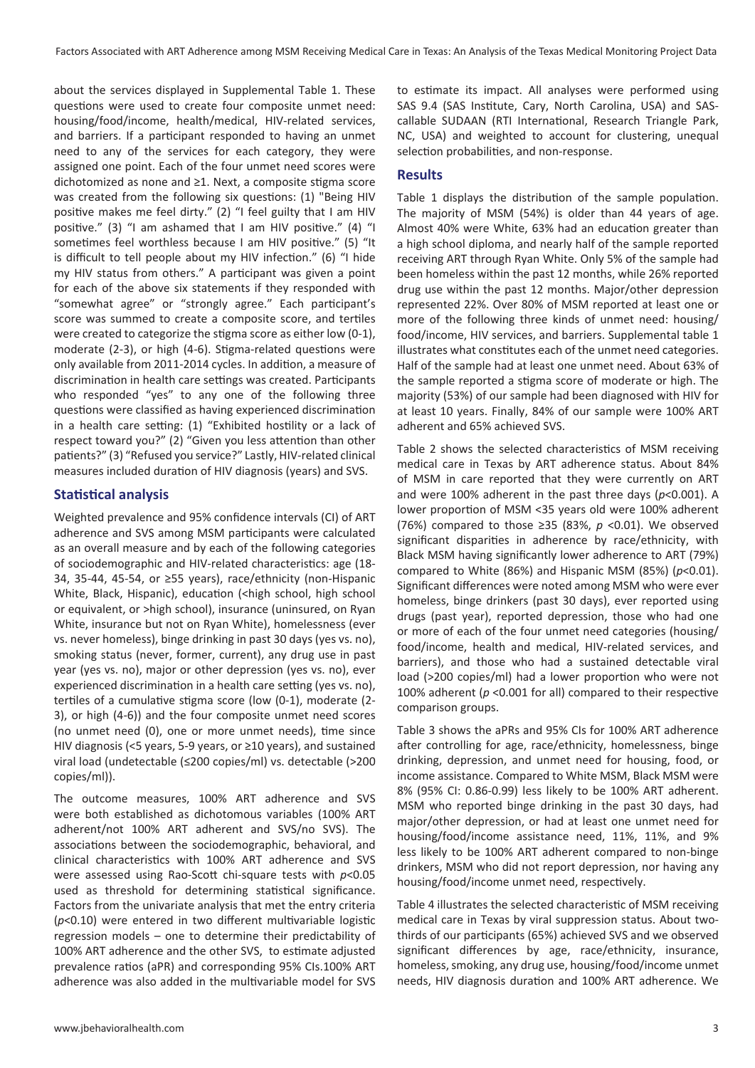about the services displayed in Supplemental Table 1. These questions were used to create four composite unmet need: housing/food/income, health/medical, HIV-related services, and barriers. If a participant responded to having an unmet need to any of the services for each category, they were assigned one point. Each of the four unmet need scores were dichotomized as none and ≥1. Next, a composite stigma score was created from the following six questions: (1) "Being HIV positive makes me feel dirty." (2) "I feel guilty that I am HIV positive." (3) "I am ashamed that I am HIV positive." (4) "I sometimes feel worthless because I am HIV positive." (5) "It is difficult to tell people about my HIV infection." (6) "I hide my HIV status from others." A participant was given a point for each of the above six statements if they responded with "somewhat agree" or "strongly agree." Each participant's score was summed to create a composite score, and tertiles were created to categorize the stigma score as either low (0-1), moderate (2-3), or high (4-6). Stigma-related questions were only available from 2011-2014 cycles. In addition, a measure of discrimination in health care settings was created. Participants who responded "yes" to any one of the following three questions were classified as having experienced discrimination in a health care setting: (1) "Exhibited hostility or a lack of respect toward you?" (2) "Given you less attention than other patients?" (3) "Refused you service?" Lastly, HIV-related clinical measures included duration of HIV diagnosis (years) and SVS.

## Statistical analysis

Weighted prevalence and 95% confidence intervals (CI) of ART adherence and SVS among MSM participants were calculated as an overall measure and by each of the following categories of sociodemographic and HIV-related characteristics: age (18-34, 35-44, 45-54, or ≥55 years), race/ethnicity (non-Hispanic White, Black, Hispanic), education (<high school, high school or equivalent, or >high school), insurance (uninsured, on Ryan White, insurance but not on Ryan White), homelessness (ever vs. never homeless), binge drinking in past 30 days (yes vs. no), smoking status (never, former, current), any drug use in past year (yes vs. no), major or other depression (yes vs. no), ever experienced discrimination in a health care setting (yes vs. no), tertiles of a cumulative stigma score (low (0-1), moderate (2-3), or high (4-6)) and the four composite unmet need scores (no unmet need (0), one or more unmet needs), time since HIV diagnosis (<5 years, 5-9 years, or ≥10 years), and sustained viral load (undetectable (≤200 copies/ml) vs. detectable (>200 copies/ml)).

The outcome measures, 100% ART adherence and SVS were both established as dichotomous variables (100% ART adherent/not 100% ART adherent and SVS/no SVS). The associations between the sociodemographic, behavioral, and clinical characteristics with 100% ART adherence and SVS were assessed using Rao-Scott chi-square tests with $p<0.05$ used as threshold for determining statistical significance. Factors from the univariate analysis that met the entry criteria ($p<0.10$) were entered in two different multivariable logistic regression models – one to determine their predictability of 100% ART adherence and the other SVS, to estimate adjusted prevalence ratios (aPR) and corresponding 95% CIs.100% ART adherence was also added in the multivariable model for SVS to estimate its impact. All analyses were performed using SAS 9.4 (SAS Institute, Cary, North Carolina, USA) and SAS-callable SUDAAN (RTI International, Research Triangle Park, NC, USA) and weighted to account for clustering, unequal selection probabilities, and non-response.

## Results

Table 1 displays the distribution of the sample population. The majority of MSM (54%) is older than 44 years of age. Almost 40% were White, 63% had an education greater than a high school diploma, and nearly half of the sample reported receiving ART through Ryan White. Only 5% of the sample had been homeless within the past 12 months, while 26% reported drug use within the past 12 months. Major/other depression represented 22%. Over 80% of MSM reported at least one or more of the following three kinds of unmet need: housing/food/income, HIV services, and barriers. Supplemental table 1 illustrates what constitutes each of the unmet need categories. Half of the sample had at least one unmet need. About 63% of the sample reported a stigma score of moderate or high. The majority (53%) of our sample had been diagnosed with HIV for at least 10 years. Finally, 84% of our sample were 100% ART adherent and 65% achieved SVS.

Table 2 shows the selected characteristics of MSM receiving medical care in Texas by ART adherence status. About 84% of MSM in care reported that they were currently on ART and were 100% adherent in the past three days ($p<0.001$). A lower proportion of MSM <35 years old were 100% adherent (76%) compared to those ≥35 (83%, $p<0.01$). We observed significant disparities in adherence by race/ethnicity, with Black MSM having significantly lower adherence to ART (79%) compared to White (86%) and Hispanic MSM (85%) ($p<0.01$). Significant differences were noted among MSM who were ever homeless, binge drinkers (past 30 days), ever reported using drugs (past year), reported depression, those who had one or more of each of the four unmet need categories (housing/food/income, health and medical, HIV-related services, and barriers), and those who had a sustained detectable viral load (>200 copies/ml) had a lower proportion who were not 100% adherent ($p<0.001$ for all) compared to their respective comparison groups.

Table 3 shows the aPRs and 95% CIs for 100% ART adherence after controlling for age, race/ethnicity, homelessness, binge drinking, depression, and unmet need for housing, food, or income assistance. Compared to White MSM, Black MSM were 8% (95% CI: 0.86-0.99) less likely to be 100% ART adherent. MSM who reported binge drinking in the past 30 days, had major/other depression, or had at least one unmet need for housing/food/income assistance need, 11%, 11%, and 9% less likely to be 100% ART adherent compared to non-binge drinkers, MSM who did not report depression, nor having any housing/food/income unmet need, respectively.

Table 4 illustrates the selected characteristic of MSM receiving medical care in Texas by viral suppression status. About two-thirds of our participants (65%) achieved SVS and we observed significant differences by age, race/ethnicity, insurance, homeless, smoking, any drug use, housing/food/income unmet needs, HIV diagnosis duration and 100% ART adherence. We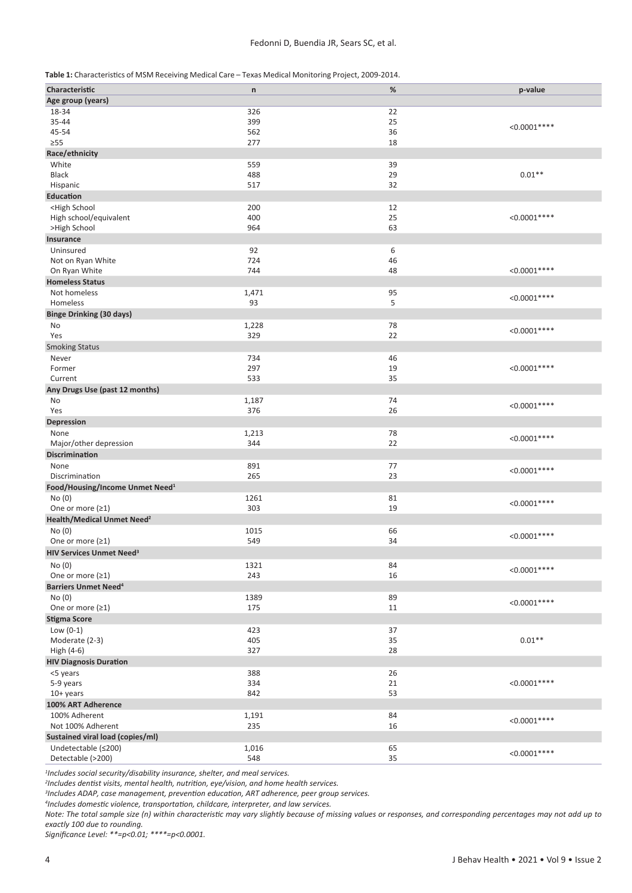**Table 1:** Characteristics of MSM Receiving Medical Care – Texas Medical Monitoring Project, 2009-2014.

| Characteristic | n | % | p-value |
|---|---|---|---|
| **Age group (years)** | | | |
| 18-34 | 326 | 22 | <0.0001**** |
| 35-44 | 399 | 25 | |
| 45-54 | 562 | 36 | |
| ≥55 | 277 | 18 | |
| **Race/ethnicity** | | | |
| White | 559 | 39 | 0.01** |
| Black | 488 | 29 | |
| Hispanic | 517 | 32 | |
| **Education** | | | |
| <High School | 200 | 12 | <0.0001**** |
| High school/equivalent | 400 | 25 | |
| >High School | 964 | 63 | |
| **Insurance** | | | |
| Uninsured | 92 | 6 | <0.0001**** |
| Not on Ryan White | 724 | 46 | |
| On Ryan White | 744 | 48 | |
| **Homeless Status** | | | |
| Not homeless | 1,471 | 95 | <0.0001**** |
| Homeless | 93 | 5 | |
| **Binge Drinking (30 days)** | | | |
| No | 1,228 | 78 | <0.0001**** |
| Yes | 329 | 22 | |
| Smoking Status | | | |
| Never | 734 | 46 | <0.0001**** |
| Former | 297 | 19 | |
| Current | 533 | 35 | |
| **Any Drugs Use (past 12 months)** | | | |
| No | 1,187 | 74 | <0.0001**** |
| Yes | 376 | 26 | |
| **Depression** | | | |
| None | 1,213 | 78 | <0.0001**** |
| Major/other depression | 344 | 22 | |
| **Discrimination** | | | |
| None | 891 | 77 | <0.0001**** |
| Discrimination | 265 | 23 | |
| **Food/Housing/Income Unmet Need[1]** | | | |
| No (0) | 1261 | 81 | <0.0001**** |
| One or more (≥1) | 303 | 19 | |
| **Health/Medical Unmet Need[2]** | | | |
| No (0) | 1015 | 66 | <0.0001**** |
| One or more (≥1) | 549 | 34 | |
| **HIV Services Unmet Need[3]** | | | |
| No (0) | 1321 | 84 | <0.0001**** |
| One or more (≥1) | 243 | 16 | |
| **Barriers Unmet Need[4]** | | | |
| No (0) | 1389 | 89 | <0.0001**** |
| One or more (≥1) | 175 | 11 | |
| **Stigma Score** | | | |
| Low (0-1) | 423 | 37 | 0.01** |
| Moderate (2-3) | 405 | 35 | |
| High (4-6) | 327 | 28 | |
| **HIV Diagnosis Duration** | | | |
| <5 years | 388 | 26 | <0.0001**** |
| 5-9 years | 334 | 21 | |
| 10+ years | 842 | 53 | |
| **100% ART Adherence** | | | |
| 100% Adherent | 1,191 | 84 | <0.0001**** |
| Not 100% Adherent | 235 | 16 | |
| **Sustained viral load (copies/ml)** | | | |
| Undetectable (≤200) | 1,016 | 65 | <0.0001**** |
| Detectable (>200) | 548 | 35 | |

*[1]Includes social security/disability insurance, shelter, and meal services.*

*[2]Includes dentist visits, mental health, nutrition, eye/vision, and home health services.*

*[3]Includes ADAP, case management, prevention education, ART adherence, peer group services.*

*[4]Includes domestic violence, transportation, childcare, interpreter, and law services.*

*Note: The total sample size (n) within characteristic may vary slightly because of missing values or responses, and corresponding percentages may not add up to exactly 100 due to rounding.*

*Significance Level: **=p<0.01; ****=p<0.0001.*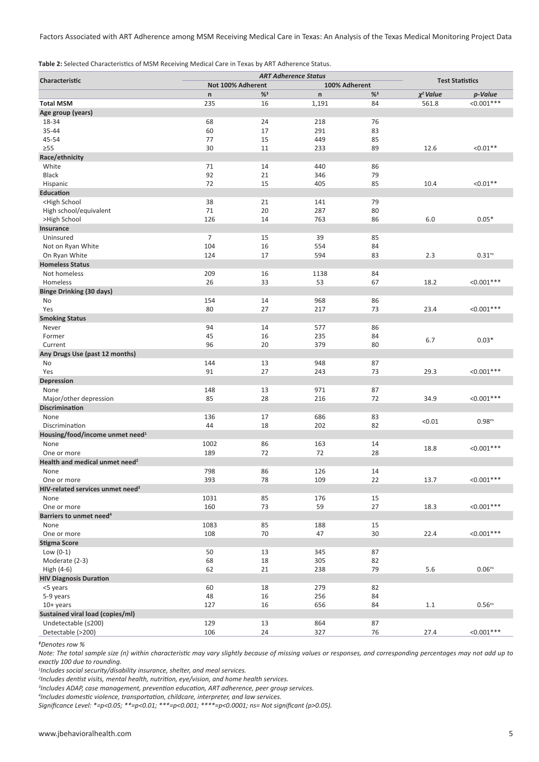**Table 2:** Selected Characteristics of MSM Receiving Medical Care in Texas by ART Adherence Status.

| Characteristic | *ART Adherence Status* | | | | Test Statistics | |
|---|---|---|---|---|---|---|
| | Not 100% Adherent | | 100% Adherent | | | |
| | n | %ǂ | n | %ǂ | *$\chi^2$ Value* | *p-Value* |
| **Total MSM** | 235 | 16 | 1,191 | 84 | 561.8 | <0.001*** |
| **Age group (years)** | | | | | | |
| 18-34 | 68 | 24 | 218 | 76 | | |
| 35-44 | 60 | 17 | 291 | 83 | | |
| 45-54 | 77 | 15 | 449 | 85 | | |
| ≥55 | 30 | 11 | 233 | 89 | 12.6 | <0.01** |
| **Race/ethnicity** | | | | | | |
| White | 71 | 14 | 440 | 86 | | |
| Black | 92 | 21 | 346 | 79 | | |
| Hispanic | 72 | 15 | 405 | 85 | 10.4 | <0.01** |
| **Education** | | | | | | |
| <High School | 38 | 21 | 141 | 79 | | |
| High school/equivalent | 71 | 20 | 287 | 80 | | |
| >High School | 126 | 14 | 763 | 86 | 6.0 | 0.05* |
| **Insurance** | | | | | | |
| Uninsured | 7 | 15 | 39 | 85 | | |
| Not on Ryan White | 104 | 16 | 554 | 84 | | |
| On Ryan White | 124 | 17 | 594 | 83 | 2.3 | 0.31ns |
| **Homeless Status** | | | | | | |
| Not homeless | 209 | 16 | 1138 | 84 | | |
| Homeless | 26 | 33 | 53 | 67 | 18.2 | <0.001*** |
| **Binge Drinking (30 days)** | | | | | | |
| No | 154 | 14 | 968 | 86 | | |
| Yes | 80 | 27 | 217 | 73 | 23.4 | <0.001*** |
| **Smoking Status** | | | | | | |
| Never | 94 | 14 | 577 | 86 | | |
| Former | 45 | 16 | 235 | 84 | 6.7 | 0.03* |
| Current | 96 | 20 | 379 | 80 | | |
| **Any Drugs Use (past 12 months)** | | | | | | |
| No | 144 | 13 | 948 | 87 | | |
| Yes | 91 | 27 | 243 | 73 | 29.3 | <0.001*** |
| **Depression** | | | | | | |
| None | 148 | 13 | 971 | 87 | | |
| Major/other depression | 85 | 28 | 216 | 72 | 34.9 | <0.001*** |
| **Discrimination** | | | | | | |
| None | 136 | 17 | 686 | 83 | <0.01 | 0.98ns |
| Discrimination | 44 | 18 | 202 | 82 | | |
| **Housing/food/income unmet need[1]** | | | | | | |
| None | 1002 | 86 | 163 | 14 | 18.8 | <0.001*** |
| One or more | 189 | 72 | 72 | 28 | | |
| **Health and medical unmet need[2]** | | | | | | |
| None | 798 | 86 | 126 | 14 | | |
| One or more | 393 | 78 | 109 | 22 | 13.7 | <0.001*** |
| **HIV-related services unmet need[3]** | | | | | | |
| None | 1031 | 85 | 176 | 15 | | |
| One or more | 160 | 73 | 59 | 27 | 18.3 | <0.001*** |
| **Barriers to unmet need[4]** | | | | | | |
| None | 1083 | 85 | 188 | 15 | | |
| One or more | 108 | 70 | 47 | 30 | 22.4 | <0.001*** |
| **Stigma Score** | | | | | | |
| Low (0-1) | 50 | 13 | 345 | 87 | | |
| Moderate (2-3) | 68 | 18 | 305 | 82 | | |
| High (4-6) | 62 | 21 | 238 | 79 | 5.6 | 0.06ns |
| **HIV Diagnosis Duration** | | | | | | |
| <5 years | 60 | 18 | 279 | 82 | | |
| 5-9 years | 48 | 16 | 256 | 84 | | |
| 10+ years | 127 | 16 | 656 | 84 | 1.1 | 0.56ns |
| **Sustained viral load (copies/ml)** | | | | | | |
| Undetectable (≤200) | 129 | 13 | 864 | 87 | | |
| Detectable (>200) | 106 | 24 | 327 | 76 | 27.4 | <0.001*** |

*ǂDenotes row %*

*Note: The total sample size (n) within characteristic may vary slightly because of missing values or responses, and corresponding percentages may not add up to exactly 100 due to rounding.*

*[1]Includes social security/disability insurance, shelter, and meal services.*

*[2]Includes dentist visits, mental health, nutrition, eye/vision, and home health services.*

*[3]Includes ADAP, case management, prevention education, ART adherence, peer group services.*

*[4]Includes domestic violence, transportation, childcare, interpreter, and law services.*

*Significance Level: *=p<0.05; **=p<0.01; ***=p<0.001; ****=p<0.0001; ns= Not significant (p>0.05).*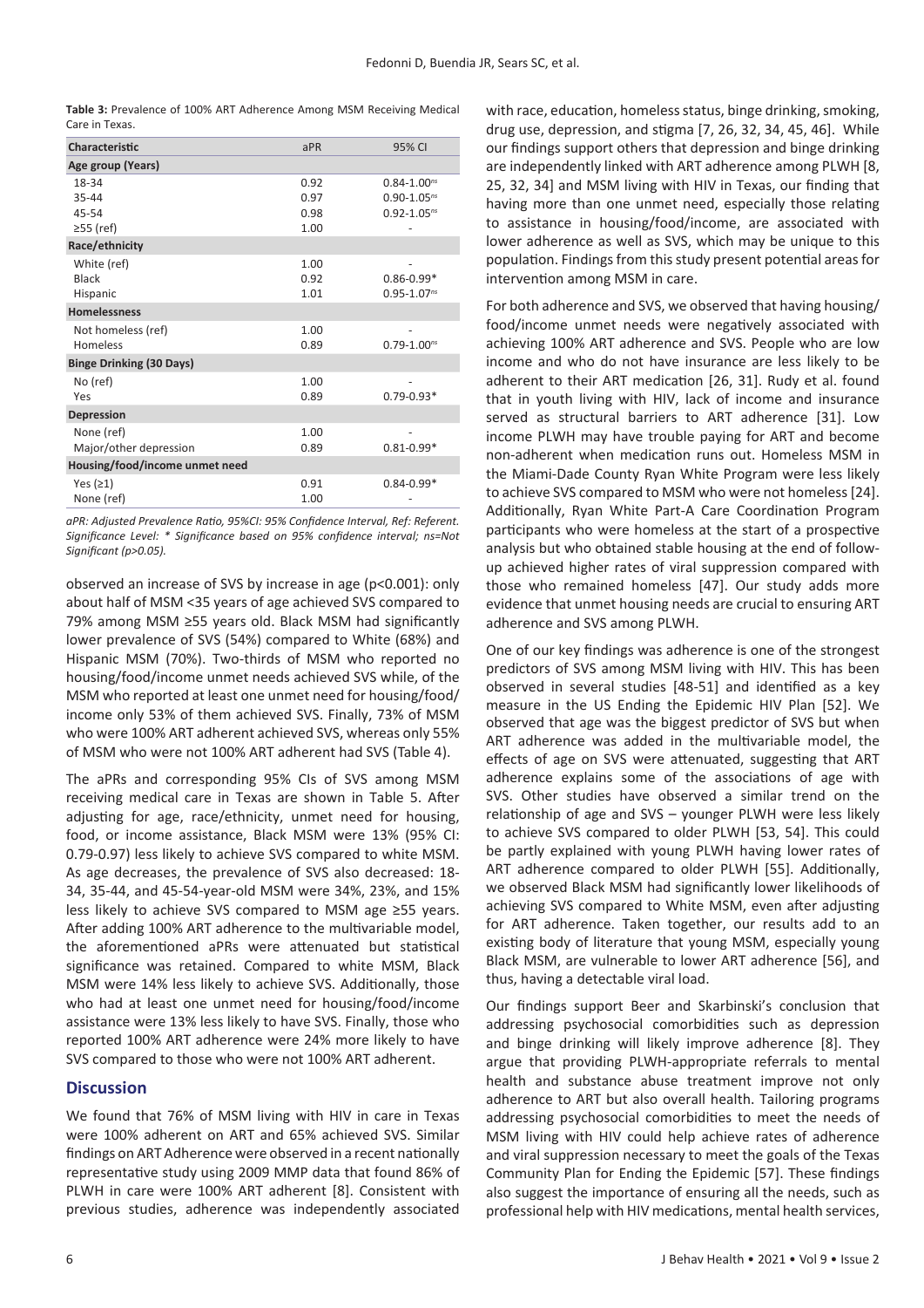**Table 3:** Prevalence of 100% ART Adherence Among MSM Receiving Medical Care in Texas.

| Characteristic | aPR | 95% CI |
|---|---|---|
| **Age group (Years)** | | |
| 18-34 | 0.92 | 0.84-1.00$^{ns}$ |
| 35-44 | 0.97 | 0.90-1.05$^{ns}$ |
| 45-54 | 0.98 | 0.92-1.05$^{ns}$ |
| ≥55 (ref) | 1.00 | - |
| **Race/ethnicity** | | |
| White (ref) | 1.00 | - |
| Black | 0.92 | 0.86-0.99* |
| Hispanic | 1.01 | 0.95-1.07$^{ns}$ |
| **Homelessness** | | |
| Not homeless (ref) | 1.00 | - |
| Homeless | 0.89 | 0.79-1.00$^{ns}$ |
| **Binge Drinking (30 Days)** | | |
| No (ref) | 1.00 | - |
| Yes | 0.89 | 0.79-0.93* |
| **Depression** | | |
| None (ref) | 1.00 | - |
| Major/other depression | 0.89 | 0.81-0.99* |
| **Housing/food/income unmet need** | | |
| Yes (≥1) | 0.91 | 0.84-0.99* |
| None (ref) | 1.00 | - |

*aPR: Adjusted Prevalence Ratio, 95%CI: 95% Confidence Interval, Ref: Referent. Significance Level: * Significance based on 95% confidence interval; ns=Not Significant (p>0.05).*

observed an increase of SVS by increase in age (p<0.001): only about half of MSM <35 years of age achieved SVS compared to 79% among MSM ≥55 years old. Black MSM had significantly lower prevalence of SVS (54%) compared to White (68%) and Hispanic MSM (70%). Two-thirds of MSM who reported no housing/food/income unmet needs achieved SVS while, of the MSM who reported at least one unmet need for housing/food/income only 53% of them achieved SVS. Finally, 73% of MSM who were 100% ART adherent achieved SVS, whereas only 55% of MSM who were not 100% ART adherent had SVS (Table 4).

The aPRs and corresponding 95% CIs of SVS among MSM receiving medical care in Texas are shown in Table 5. After adjusting for age, race/ethnicity, unmet need for housing, food, or income assistance, Black MSM were 13% (95% CI: 0.79-0.97) less likely to achieve SVS compared to white MSM. As age decreases, the prevalence of SVS also decreased: 18-34, 35-44, and 45-54-year-old MSM were 34%, 23%, and 15% less likely to achieve SVS compared to MSM age ≥55 years. After adding 100% ART adherence to the multivariable model, the aforementioned aPRs were attenuated but statistical significance was retained. Compared to white MSM, Black MSM were 14% less likely to achieve SVS. Additionally, those who had at least one unmet need for housing/food/income assistance were 13% less likely to have SVS. Finally, those who reported 100% ART adherence were 24% more likely to have SVS compared to those who were not 100% ART adherent.

## Discussion

We found that 76% of MSM living with HIV in care in Texas were 100% adherent on ART and 65% achieved SVS. Similar findings on ART Adherence were observed in a recent nationally representative study using 2009 MMP data that found 86% of PLWH in care were 100% ART adherent [8]. Consistent with previous studies, adherence was independently associated with race, education, homeless status, binge drinking, smoking, drug use, depression, and stigma [7, 26, 32, 34, 45, 46]. While our findings support others that depression and binge drinking are independently linked with ART adherence among PLWH [8, 25, 32, 34] and MSM living with HIV in Texas, our finding that having more than one unmet need, especially those relating to assistance in housing/food/income, are associated with lower adherence as well as SVS, which may be unique to this population. Findings from this study present potential areas for intervention among MSM in care.

For both adherence and SVS, we observed that having housing/food/income unmet needs were negatively associated with achieving 100% ART adherence and SVS. People who are low income and who do not have insurance are less likely to be adherent to their ART medication [26, 31]. Rudy et al. found that in youth living with HIV, lack of income and insurance served as structural barriers to ART adherence [31]. Low income PLWH may have trouble paying for ART and become non-adherent when medication runs out. Homeless MSM in the Miami-Dade County Ryan White Program were less likely to achieve SVS compared to MSM who were not homeless [24]. Additionally, Ryan White Part-A Care Coordination Program participants who were homeless at the start of a prospective analysis but who obtained stable housing at the end of follow-up achieved higher rates of viral suppression compared with those who remained homeless [47]. Our study adds more evidence that unmet housing needs are crucial to ensuring ART adherence and SVS among PLWH.

One of our key findings was adherence is one of the strongest predictors of SVS among MSM living with HIV. This has been observed in several studies [48-51] and identified as a key measure in the US Ending the Epidemic HIV Plan [52]. We observed that age was the biggest predictor of SVS but when ART adherence was added in the multivariable model, the effects of age on SVS were attenuated, suggesting that ART adherence explains some of the associations of age with SVS. Other studies have observed a similar trend on the relationship of age and SVS – younger PLWH were less likely to achieve SVS compared to older PLWH [53, 54]. This could be partly explained with young PLWH having lower rates of ART adherence compared to older PLWH [55]. Additionally, we observed Black MSM had significantly lower likelihoods of achieving SVS compared to White MSM, even after adjusting for ART adherence. Taken together, our results add to an existing body of literature that young MSM, especially young Black MSM, are vulnerable to lower ART adherence [56], and thus, having a detectable viral load.

Our findings support Beer and Skarbinski's conclusion that addressing psychosocial comorbidities such as depression and binge drinking will likely improve adherence [8]. They argue that providing PLWH-appropriate referrals to mental health and substance abuse treatment improve not only adherence to ART but also overall health. Tailoring programs addressing psychosocial comorbidities to meet the needs of MSM living with HIV could help achieve rates of adherence and viral suppression necessary to meet the goals of the Texas Community Plan for Ending the Epidemic [57]. These findings also suggest the importance of ensuring all the needs, such as professional help with HIV medications, mental health services,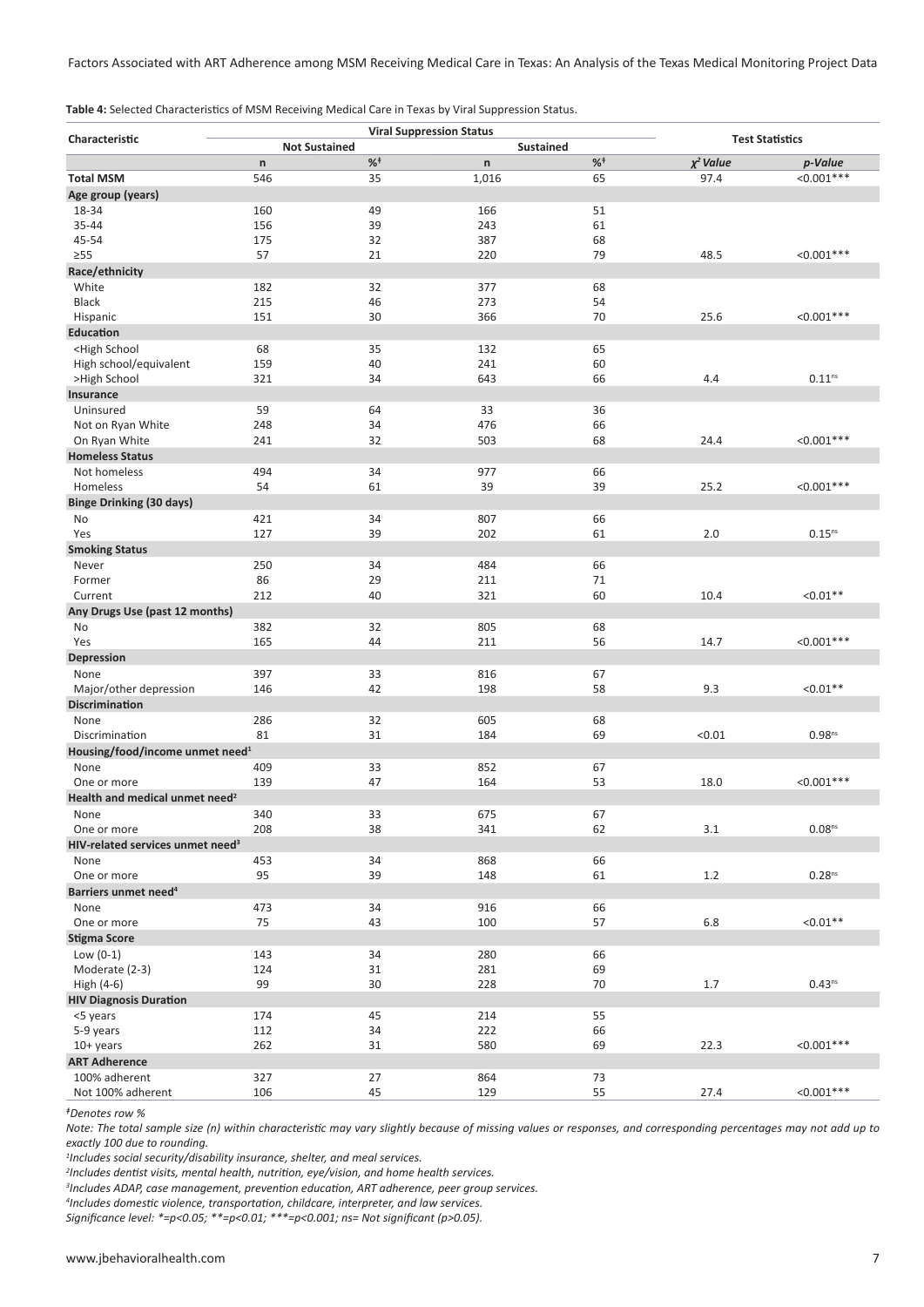**Table 4:** Selected Characteristics of MSM Receiving Medical Care in Texas by Viral Suppression Status.

| Characteristic | Viral Suppression Status | | | | Test Statistics | |
|---|---|---|---|---|---|---|
| | Not Sustained | | Sustained | | | |
| | n | %[ǂ] | n | %[ǂ] | $\chi^2$ Value | p-Value |
| **Total MSM** | 546 | 35 | 1,016 | 65 | 97.4 | <0.001*** |
| **Age group (years)** | | | | | | |
| 18-34 | 160 | 49 | 166 | 51 | | |
| 35-44 | 156 | 39 | 243 | 61 | | |
| 45-54 | 175 | 32 | 387 | 68 | | |
| ≥55 | 57 | 21 | 220 | 79 | 48.5 | <0.001*** |
| **Race/ethnicity** | | | | | | |
| White | 182 | 32 | 377 | 68 | | |
| Black | 215 | 46 | 273 | 54 | | |
| Hispanic | 151 | 30 | 366 | 70 | 25.6 | <0.001*** |
| **Education** | | | | | | |
| <High School | 68 | 35 | 132 | 65 | | |
| High school/equivalent | 159 | 40 | 241 | 60 | | |
| >High School | 321 | 34 | 643 | 66 | 4.4 | 0.11[ns] |
| **Insurance** | | | | | | |
| Uninsured | 59 | 64 | 33 | 36 | | |
| Not on Ryan White | 248 | 34 | 476 | 66 | | |
| On Ryan White | 241 | 32 | 503 | 68 | 24.4 | <0.001*** |
| **Homeless Status** | | | | | | |
| Not homeless | 494 | 34 | 977 | 66 | | |
| Homeless | 54 | 61 | 39 | 39 | 25.2 | <0.001*** |
| **Binge Drinking (30 days)** | | | | | | |
| No | 421 | 34 | 807 | 66 | | |
| Yes | 127 | 39 | 202 | 61 | 2.0 | 0.15[ns] |
| **Smoking Status** | | | | | | |
| Never | 250 | 34 | 484 | 66 | | |
| Former | 86 | 29 | 211 | 71 | | |
| Current | 212 | 40 | 321 | 60 | 10.4 | <0.01** |
| **Any Drugs Use (past 12 months)** | | | | | | |
| No | 382 | 32 | 805 | 68 | | |
| Yes | 165 | 44 | 211 | 56 | 14.7 | <0.001*** |
| **Depression** | | | | | | |
| None | 397 | 33 | 816 | 67 | | |
| Major/other depression | 146 | 42 | 198 | 58 | 9.3 | <0.01** |
| **Discrimination** | | | | | | |
| None | 286 | 32 | 605 | 68 | | |
| Discrimination | 81 | 31 | 184 | 69 | <0.01 | 0.98[ns] |
| **Housing/food/income unmet need[1]** | | | | | | |
| None | 409 | 33 | 852 | 67 | | |
| One or more | 139 | 47 | 164 | 53 | 18.0 | <0.001*** |
| **Health and medical unmet need[2]** | | | | | | |
| None | 340 | 33 | 675 | 67 | | |
| One or more | 208 | 38 | 341 | 62 | 3.1 | 0.08[ns] |
| **HIV-related services unmet need[3]** | | | | | | |
| None | 453 | 34 | 868 | 66 | | |
| One or more | 95 | 39 | 148 | 61 | 1.2 | 0.28[ns] |
| **Barriers unmet need[4]** | | | | | | |
| None | 473 | 34 | 916 | 66 | | |
| One or more | 75 | 43 | 100 | 57 | 6.8 | <0.01** |
| **Stigma Score** | | | | | | |
| Low (0-1) | 143 | 34 | 280 | 66 | | |
| Moderate (2-3) | 124 | 31 | 281 | 69 | | |
| High (4-6) | 99 | 30 | 228 | 70 | 1.7 | 0.43[ns] |
| **HIV Diagnosis Duration** | | | | | | |
| <5 years | 174 | 45 | 214 | 55 | | |
| 5-9 years | 112 | 34 | 222 | 66 | | |
| 10+ years | 262 | 31 | 580 | 69 | 22.3 | <0.001*** |
| **ART Adherence** | | | | | | |
| 100% adherent | 327 | 27 | 864 | 73 | | |
| Not 100% adherent | 106 | 45 | 129 | 55 | 27.4 | <0.001*** |

*ǂDenotes row %*

*Note: The total sample size (n) within characteristic may vary slightly because of missing values or responses, and corresponding percentages may not add up to exactly 100 due to rounding.*

*[1]Includes social security/disability insurance, shelter, and meal services.*

*[2]Includes dentist visits, mental health, nutrition, eye/vision, and home health services.*

*[3]Includes ADAP, case management, prevention education, ART adherence, peer group services.*

*[4]Includes domestic violence, transportation, childcare, interpreter, and law services.*

*Significance level: *=p<0.05; **=p<0.01; ***=p<0.001; ns= Not significant (p>0.05).*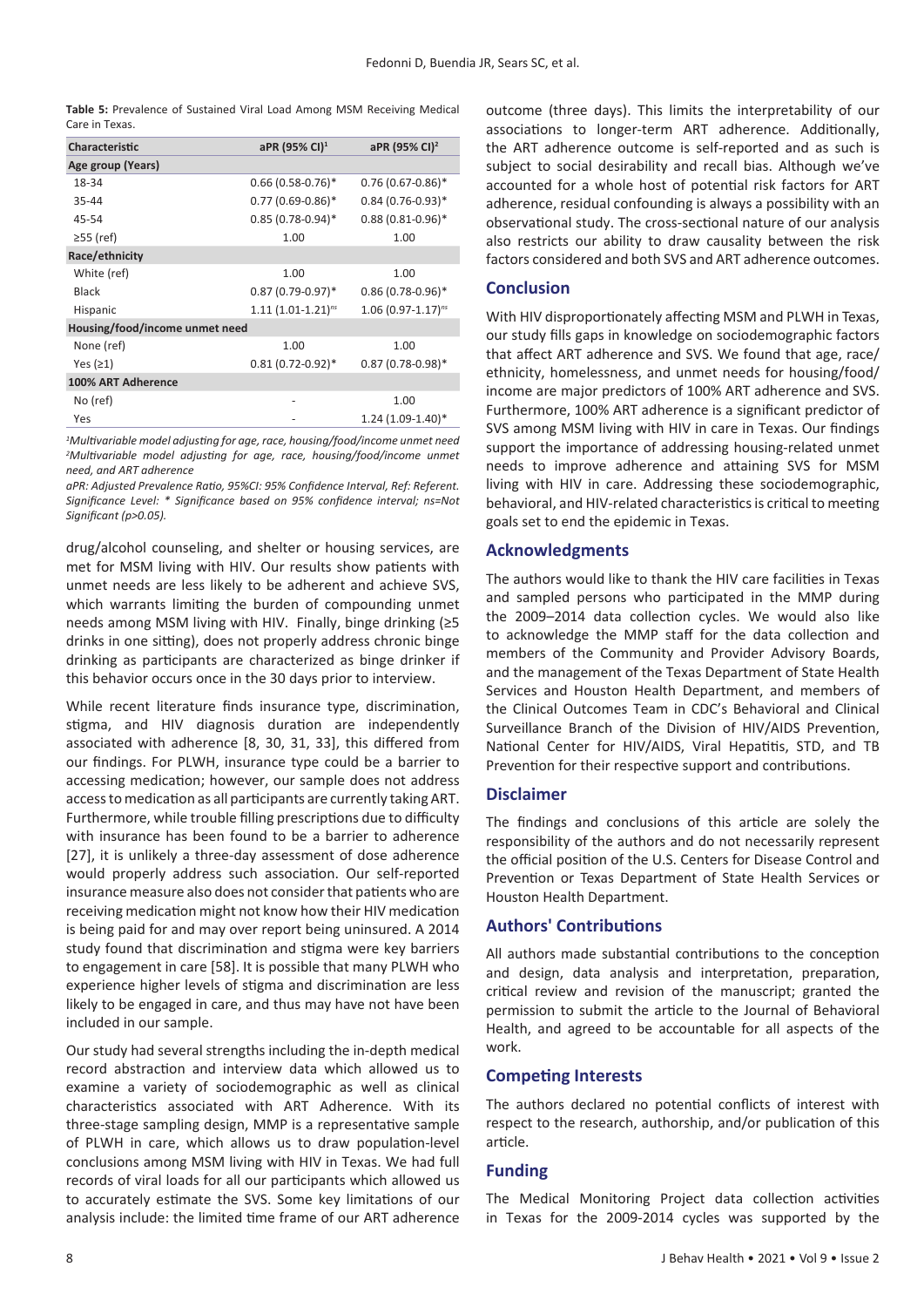**Table 5:** Prevalence of Sustained Viral Load Among MSM Receiving Medical Care in Texas.

| Characteristic | aPR (95% CI)[1] | aPR (95% CI)[2] |
|---|---|---|
| **Age group (Years)** | | |
| 18-34 | 0.66 (0.58-0.76)* | 0.76 (0.67-0.86)* |
| 35-44 | 0.77 (0.69-0.86)* | 0.84 (0.76-0.93)* |
| 45-54 | 0.85 (0.78-0.94)* | 0.88 (0.81-0.96)* |
| ≥55 (ref) | 1.00 | 1.00 |
| **Race/ethnicity** | | |
| White (ref) | 1.00 | 1.00 |
| Black | 0.87 (0.79-0.97)* | 0.86 (0.78-0.96)* |
| Hispanic | 1.11 (1.01-1.21)[ns] | 1.06 (0.97-1.17)[ns] |
| **Housing/food/income unmet need** | | |
| None (ref) | 1.00 | 1.00 |
| Yes (≥1) | 0.81 (0.72-0.92)* | 0.87 (0.78-0.98)* |
| **100% ART Adherence** | | |
| No (ref) | - | 1.00 |
| Yes | - | 1.24 (1.09-1.40)* |

*[1]Multivariable model adjusting for age, race, housing/food/income unmet need*
*[2]Multivariable model adjusting for age, race, housing/food/income unmet need, and ART adherence*

*aPR: Adjusted Prevalence Ratio, 95%CI: 95% Confidence Interval, Ref: Referent. Significance Level: * Significance based on 95% confidence interval; ns=Not Significant (p>0.05).*

drug/alcohol counseling, and shelter or housing services, are met for MSM living with HIV. Our results show patients with unmet needs are less likely to be adherent and achieve SVS, which warrants limiting the burden of compounding unmet needs among MSM living with HIV. Finally, binge drinking (≥5 drinks in one sitting), does not properly address chronic binge drinking as participants are characterized as binge drinker if this behavior occurs once in the 30 days prior to interview.

While recent literature finds insurance type, discrimination, stigma, and HIV diagnosis duration are independently associated with adherence [8, 30, 31, 33], this differed from our findings. For PLWH, insurance type could be a barrier to accessing medication; however, our sample does not address access to medication as all participants are currently taking ART. Furthermore, while trouble filling prescriptions due to difficulty with insurance has been found to be a barrier to adherence [27], it is unlikely a three-day assessment of dose adherence would properly address such association. Our self-reported insurance measure also does not consider that patients who are receiving medication might not know how their HIV medication is being paid for and may over report being uninsured. A 2014 study found that discrimination and stigma were key barriers to engagement in care [58]. It is possible that many PLWH who experience higher levels of stigma and discrimination are less likely to be engaged in care, and thus may have not have been included in our sample.

Our study had several strengths including the in-depth medical record abstraction and interview data which allowed us to examine a variety of sociodemographic as well as clinical characteristics associated with ART Adherence. With its three-stage sampling design, MMP is a representative sample of PLWH in care, which allows us to draw population-level conclusions among MSM living with HIV in Texas. We had full records of viral loads for all our participants which allowed us to accurately estimate the SVS. Some key limitations of our analysis include: the limited time frame of our ART adherence outcome (three days). This limits the interpretability of our associations to longer-term ART adherence. Additionally, the ART adherence outcome is self-reported and as such is subject to social desirability and recall bias. Although we've accounted for a whole host of potential risk factors for ART adherence, residual confounding is always a possibility with an observational study. The cross-sectional nature of our analysis also restricts our ability to draw causality between the risk factors considered and both SVS and ART adherence outcomes.

## Conclusion

With HIV disproportionately affecting MSM and PLWH in Texas, our study fills gaps in knowledge on sociodemographic factors that affect ART adherence and SVS. We found that age, race/ethnicity, homelessness, and unmet needs for housing/food/income are major predictors of 100% ART adherence and SVS. Furthermore, 100% ART adherence is a significant predictor of SVS among MSM living with HIV in care in Texas. Our findings support the importance of addressing housing-related unmet needs to improve adherence and attaining SVS for MSM living with HIV in care. Addressing these sociodemographic, behavioral, and HIV-related characteristics is critical to meeting goals set to end the epidemic in Texas.

## Acknowledgments

The authors would like to thank the HIV care facilities in Texas and sampled persons who participated in the MMP during the 2009–2014 data collection cycles. We would also like to acknowledge the MMP staff for the data collection and members of the Community and Provider Advisory Boards, and the management of the Texas Department of State Health Services and Houston Health Department, and members of the Clinical Outcomes Team in CDC's Behavioral and Clinical Surveillance Branch of the Division of HIV/AIDS Prevention, National Center for HIV/AIDS, Viral Hepatitis, STD, and TB Prevention for their respective support and contributions.

## Disclaimer

The findings and conclusions of this article are solely the responsibility of the authors and do not necessarily represent the official position of the U.S. Centers for Disease Control and Prevention or Texas Department of State Health Services or Houston Health Department.

## Authors' Contributions

All authors made substantial contributions to the conception and design, data analysis and interpretation, preparation, critical review and revision of the manuscript; granted the permission to submit the article to the Journal of Behavioral Health, and agreed to be accountable for all aspects of the work.

## Competing Interests

The authors declared no potential conflicts of interest with respect to the research, authorship, and/or publication of this article.

## Funding

The Medical Monitoring Project data collection activities in Texas for the 2009-2014 cycles was supported by the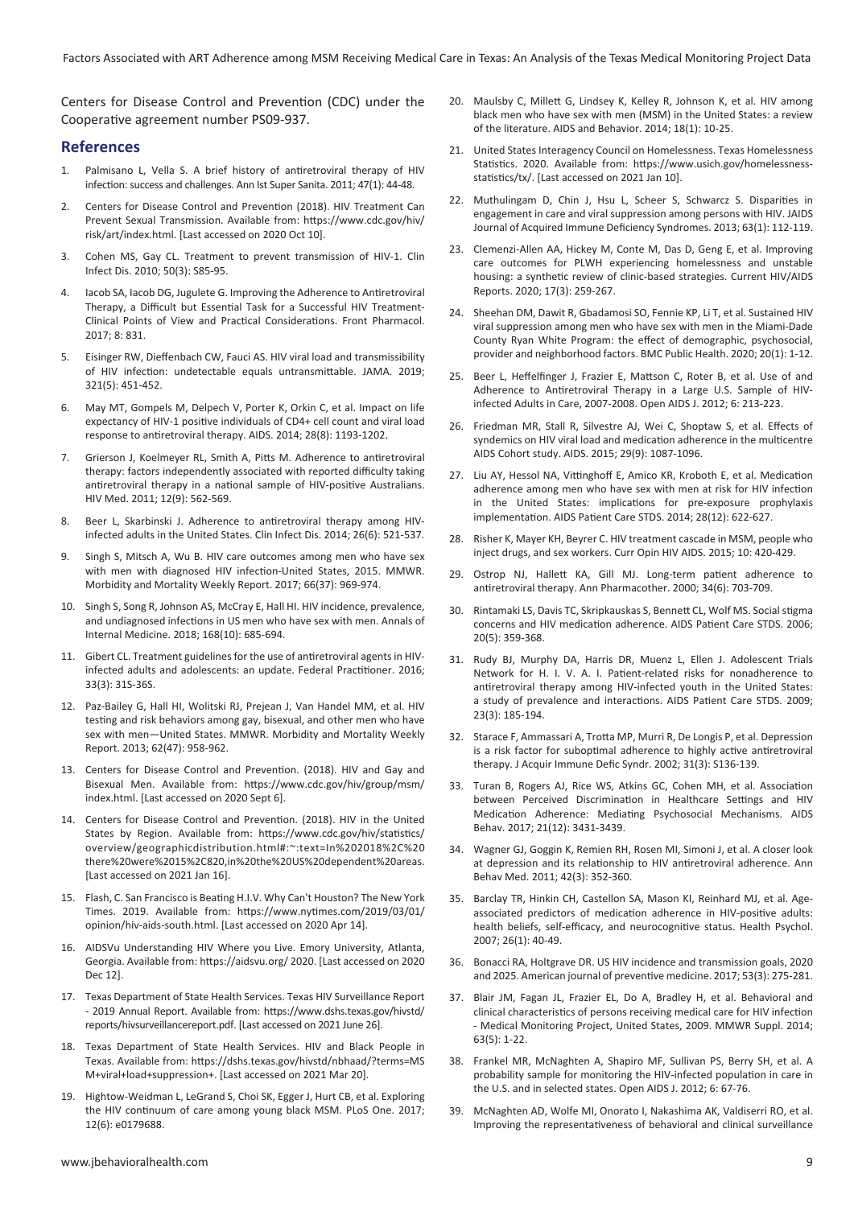Centers for Disease Control and Prevention (CDC) under the Cooperative agreement number PS09-937.

## References

1. Palmisano L, Vella S. A brief history of antiretroviral therapy of HIV infection: success and challenges. Ann Ist Super Sanita. 2011; 47(1): 44-48.
2. Centers for Disease Control and Prevention (2018). HIV Treatment Can Prevent Sexual Transmission. Available from: https://www.cdc.gov/hiv/risk/art/index.html. [Last accessed on 2020 Oct 10].
3. Cohen MS, Gay CL. Treatment to prevent transmission of HIV-1. Clin Infect Dis. 2010; 50(3): S85-95.
4. Iacob SA, Iacob DG, Jugulete G. Improving the Adherence to Antiretroviral Therapy, a Difficult but Essential Task for a Successful HIV Treatment-Clinical Points of View and Practical Considerations. Front Pharmacol. 2017; 8: 831.
5. Eisinger RW, Dieffenbach CW, Fauci AS. HIV viral load and transmissibility of HIV infection: undetectable equals untransmittable. JAMA. 2019; 321(5): 451-452.
6. May MT, Gompels M, Delpech V, Porter K, Orkin C, et al. Impact on life expectancy of HIV-1 positive individuals of CD4+ cell count and viral load response to antiretroviral therapy. AIDS. 2014; 28(8): 1193-1202.
7. Grierson J, Koelmeyer RL, Smith A, Pitts M. Adherence to antiretroviral therapy: factors independently associated with reported difficulty taking antiretroviral therapy in a national sample of HIV-positive Australians. HIV Med. 2011; 12(9): 562-569.
8. Beer L, Skarbinski J. Adherence to antiretroviral therapy among HIV-infected adults in the United States. Clin Infect Dis. 2014; 26(6): 521-537.
9. Singh S, Mitsch A, Wu B. HIV care outcomes among men who have sex with men with diagnosed HIV infection-United States, 2015. MMWR. Morbidity and Mortality Weekly Report. 2017; 66(37): 969-974.
10. Singh S, Song R, Johnson AS, McCray E, Hall HI. HIV incidence, prevalence, and undiagnosed infections in US men who have sex with men. Annals of Internal Medicine. 2018; 168(10): 685-694.
11. Gibert CL. Treatment guidelines for the use of antiretroviral agents in HIV-infected adults and adolescents: an update. Federal Practitioner. 2016; 33(3): 31S-36S.
12. Paz-Bailey G, Hall HI, Wolitski RJ, Prejean J, Van Handel MM, et al. HIV testing and risk behaviors among gay, bisexual, and other men who have sex with men—United States. MMWR. Morbidity and Mortality Weekly Report. 2013; 62(47): 958-962.
13. Centers for Disease Control and Prevention. (2018). HIV and Gay and Bisexual Men. Available from: https://www.cdc.gov/hiv/group/msm/index.html. [Last accessed on 2020 Sept 6].
14. Centers for Disease Control and Prevention. (2018). HIV in the United States by Region. Available from: https://www.cdc.gov/hiv/statistics/overview/geographicdistribution.html#:~:text=In%202018%2C%20there%20were%2015%2C820,in%20the%20US%20dependent%20areas. [Last accessed on 2021 Jan 16].
15. Flash, C. San Francisco is Beating H.I.V. Why Can't Houston? The New York Times. 2019. Available from: https://www.nytimes.com/2019/03/01/opinion/hiv-aids-south.html. [Last accessed on 2020 Apr 14].
16. AIDSVu Understanding HIV Where you Live. Emory University, Atlanta, Georgia. Available from: https://aidsvu.org/ 2020. [Last accessed on 2020 Dec 12].
17. Texas Department of State Health Services. Texas HIV Surveillance Report - 2019 Annual Report. Available from: https://www.dshs.texas.gov/hivstd/reports/hivsurveillancereport.pdf. [Last accessed on 2021 June 26].
18. Texas Department of State Health Services. HIV and Black People in Texas. Available from: https://dshs.texas.gov/hivstd/nbhaad/?terms=MSM+viral+load+suppression+. [Last accessed on 2021 Mar 20].
19. Hightow-Weidman L, LeGrand S, Choi SK, Egger J, Hurt CB, et al. Exploring the HIV continuum of care among young black MSM. PLoS One. 2017; 12(6): e0179688.
20. Maulsby C, Millett G, Lindsey K, Kelley R, Johnson K, et al. HIV among black men who have sex with men (MSM) in the United States: a review of the literature. AIDS and Behavior. 2014; 18(1): 10-25.
21. United States Interagency Council on Homelessness. Texas Homelessness Statistics. 2020. Available from: https://www.usich.gov/homelessness-statistics/tx/. [Last accessed on 2021 Jan 10].
22. Muthulingam D, Chin J, Hsu L, Scheer S, Schwarcz S. Disparities in engagement in care and viral suppression among persons with HIV. JAIDS Journal of Acquired Immune Deficiency Syndromes. 2013; 63(1): 112-119.
23. Clemenzi-Allen AA, Hickey M, Conte M, Das D, Geng E, et al. Improving care outcomes for PLWH experiencing homelessness and unstable housing: a synthetic review of clinic-based strategies. Current HIV/AIDS Reports. 2020; 17(3): 259-267.
24. Sheehan DM, Dawit R, Gbadamosi SO, Fennie KP, Li T, et al. Sustained HIV viral suppression among men who have sex with men in the Miami-Dade County Ryan White Program: the effect of demographic, psychosocial, provider and neighborhood factors. BMC Public Health. 2020; 20(1): 1-12.
25. Beer L, Heffelfinger J, Frazier E, Mattson C, Roter B, et al. Use of and Adherence to Antiretroviral Therapy in a Large U.S. Sample of HIV-infected Adults in Care, 2007-2008. Open AIDS J. 2012; 6: 213-223.
26. Friedman MR, Stall R, Silvestre AJ, Wei C, Shoptaw S, et al. Effects of syndemics on HIV viral load and medication adherence in the multicentre AIDS Cohort study. AIDS. 2015; 29(9): 1087-1096.
27. Liu AY, Hessol NA, Vittinghoff E, Amico KR, Kroboth E, et al. Medication adherence among men who have sex with men at risk for HIV infection in the United States: implications for pre-exposure prophylaxis implementation. AIDS Patient Care STDS. 2014; 28(12): 622-627.
28. Risher K, Mayer KH, Beyrer C. HIV treatment cascade in MSM, people who inject drugs, and sex workers. Curr Opin HIV AIDS. 2015; 10: 420-429.
29. Ostrop NJ, Hallett KA, Gill MJ. Long-term patient adherence to antiretroviral therapy. Ann Pharmacother. 2000; 34(6): 703-709.
30. Rintamaki LS, Davis TC, Skripkauskas S, Bennett CL, Wolf MS. Social stigma concerns and HIV medication adherence. AIDS Patient Care STDS. 2006; 20(5): 359-368.
31. Rudy BJ, Murphy DA, Harris DR, Muenz L, Ellen J. Adolescent Trials Network for H. I. V. A. I. Patient-related risks for nonadherence to antiretroviral therapy among HIV-infected youth in the United States: a study of prevalence and interactions. AIDS Patient Care STDS. 2009; 23(3): 185-194.
32. Starace F, Ammassari A, Trotta MP, Murri R, De Longis P, et al. Depression is a risk factor for suboptimal adherence to highly active antiretroviral therapy. J Acquir Immune Defic Syndr. 2002; 31(3): S136-139.
33. Turan B, Rogers AJ, Rice WS, Atkins GC, Cohen MH, et al. Association between Perceived Discrimination in Healthcare Settings and HIV Medication Adherence: Mediating Psychosocial Mechanisms. AIDS Behav. 2017; 21(12): 3431-3439.
34. Wagner GJ, Goggin K, Remien RH, Rosen MI, Simoni J, et al. A closer look at depression and its relationship to HIV antiretroviral adherence. Ann Behav Med. 2011; 42(3): 352-360.
35. Barclay TR, Hinkin CH, Castellon SA, Mason KI, Reinhard MJ, et al. Age-associated predictors of medication adherence in HIV-positive adults: health beliefs, self-efficacy, and neurocognitive status. Health Psychol. 2007; 26(1): 40-49.
36. Bonacci RA, Holtgrave DR. US HIV incidence and transmission goals, 2020 and 2025. American journal of preventive medicine. 2017; 53(3): 275-281.
37. Blair JM, Fagan JL, Frazier EL, Do A, Bradley H, et al. Behavioral and clinical characteristics of persons receiving medical care for HIV infection - Medical Monitoring Project, United States, 2009. MMWR Suppl. 2014; 63(5): 1-22.
38. Frankel MR, McNaghten A, Shapiro MF, Sullivan PS, Berry SH, et al. A probability sample for monitoring the HIV-infected population in care in the U.S. and in selected states. Open AIDS J. 2012; 6: 67-76.
39. McNaghten AD, Wolfe MI, Onorato I, Nakashima AK, Valdiserri RO, et al. Improving the representativeness of behavioral and clinical surveillance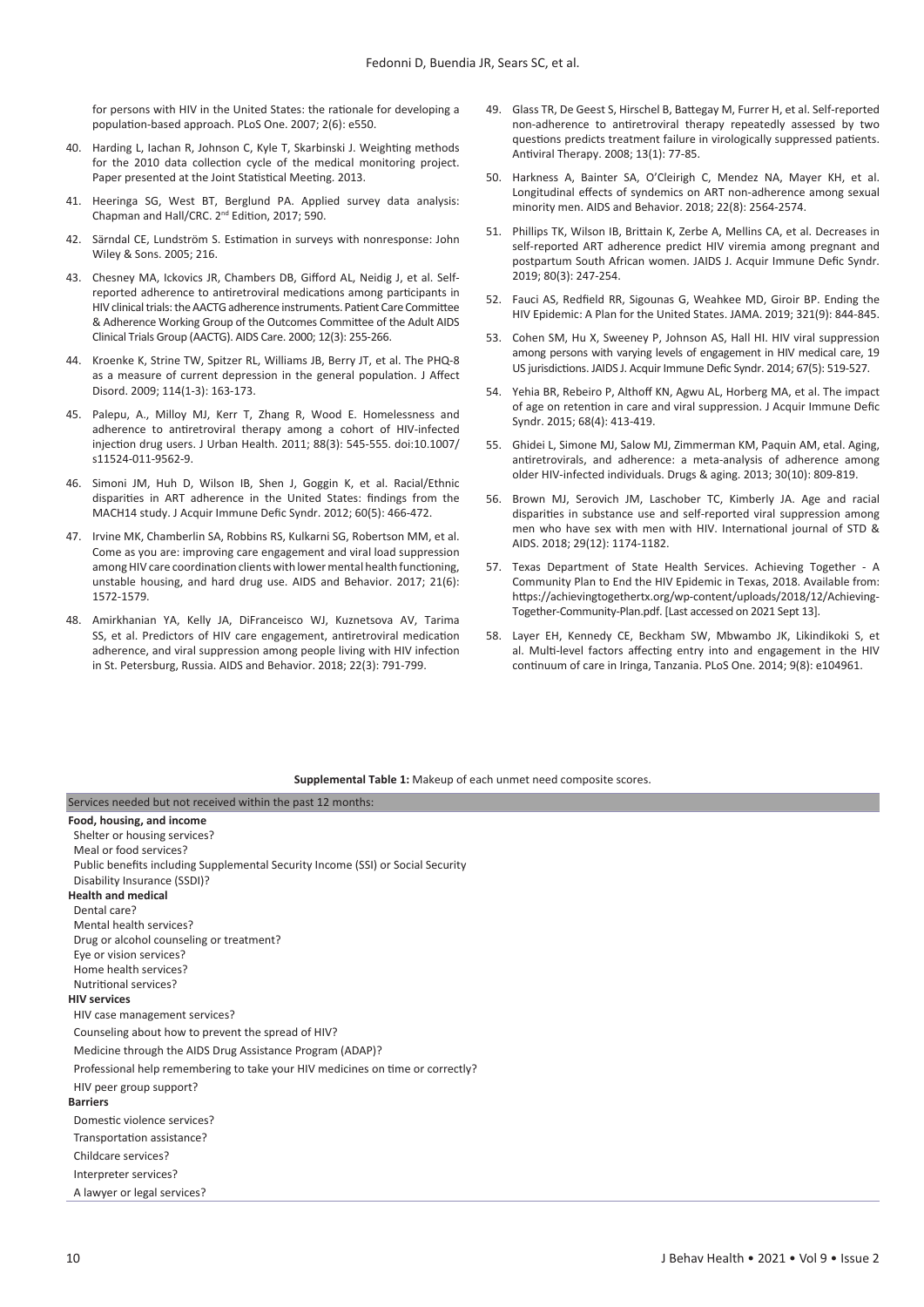for persons with HIV in the United States: the rationale for developing a population-based approach. PLoS One. 2007; 2(6): e550.

40. Harding L, Iachan R, Johnson C, Kyle T, Skarbinski J. Weighting methods for the 2010 data collection cycle of the medical monitoring project. Paper presented at the Joint Statistical Meeting. 2013.

41. Heeringa SG, West BT, Berglund PA. Applied survey data analysis: Chapman and Hall/CRC. 2nd Edition, 2017; 590.

42. Särndal CE, Lundström S. Estimation in surveys with nonresponse: John Wiley & Sons. 2005; 216.

43. Chesney MA, Ickovics JR, Chambers DB, Gifford AL, Neidig J, et al. Self-reported adherence to antiretroviral medications among participants in HIV clinical trials: the AACTG adherence instruments. Patient Care Committee & Adherence Working Group of the Outcomes Committee of the Adult AIDS Clinical Trials Group (AACTG). AIDS Care. 2000; 12(3): 255-266.

44. Kroenke K, Strine TW, Spitzer RL, Williams JB, Berry JT, et al. The PHQ-8 as a measure of current depression in the general population. J Affect Disord. 2009; 114(1-3): 163-173.

45. Palepu, A., Milloy MJ, Kerr T, Zhang R, Wood E. Homelessness and adherence to antiretroviral therapy among a cohort of HIV-infected injection drug users. J Urban Health. 2011; 88(3): 545-555. doi:10.1007/s11524-011-9562-9.

46. Simoni JM, Huh D, Wilson IB, Shen J, Goggin K, et al. Racial/Ethnic disparities in ART adherence in the United States: findings from the MACH14 study. J Acquir Immune Defic Syndr. 2012; 60(5): 466-472.

47. Irvine MK, Chamberlin SA, Robbins RS, Kulkarni SG, Robertson MM, et al. Come as you are: improving care engagement and viral load suppression among HIV care coordination clients with lower mental health functioning, unstable housing, and hard drug use. AIDS and Behavior. 2017; 21(6): 1572-1579.

48. Amirkhanian YA, Kelly JA, DiFranceisco WJ, Kuznetsova AV, Tarima SS, et al. Predictors of HIV care engagement, antiretroviral medication adherence, and viral suppression among people living with HIV infection in St. Petersburg, Russia. AIDS and Behavior. 2018; 22(3): 791-799.

49. Glass TR, De Geest S, Hirschel B, Battegay M, Furrer H, et al. Self-reported non-adherence to antiretroviral therapy repeatedly assessed by two questions predicts treatment failure in virologically suppressed patients. Antiviral Therapy. 2008; 13(1): 77-85.

50. Harkness A, Bainter SA, O'Cleirigh C, Mendez NA, Mayer KH, et al. Longitudinal effects of syndemics on ART non-adherence among sexual minority men. AIDS and Behavior. 2018; 22(8): 2564-2574.

51. Phillips TK, Wilson IB, Brittain K, Zerbe A, Mellins CA, et al. Decreases in self-reported ART adherence predict HIV viremia among pregnant and postpartum South African women. JAIDS J. Acquir Immune Defic Syndr. 2019; 80(3): 247-254.

52. Fauci AS, Redfield RR, Sigounas G, Weahkee MD, Giroir BP. Ending the HIV Epidemic: A Plan for the United States. JAMA. 2019; 321(9): 844-845.

53. Cohen SM, Hu X, Sweeney P, Johnson AS, Hall HI. HIV viral suppression among persons with varying levels of engagement in HIV medical care, 19 US jurisdictions. JAIDS J. Acquir Immune Defic Syndr. 2014; 67(5): 519-527.

54. Yehia BR, Rebeiro P, Althoff KN, Agwu AL, Horberg MA, et al. The impact of age on retention in care and viral suppression. J Acquir Immune Defic Syndr. 2015; 68(4): 413-419.

55. Ghidei L, Simone MJ, Salow MJ, Zimmerman KM, Paquin AM, etal. Aging, antiretrovirals, and adherence: a meta-analysis of adherence among older HIV-infected individuals. Drugs & aging. 2013; 30(10): 809-819.

56. Brown MJ, Serovich JM, Laschober TC, Kimberly JA. Age and racial disparities in substance use and self-reported viral suppression among men who have sex with men with HIV. International journal of STD & AIDS. 2018; 29(12): 1174-1182.

57. Texas Department of State Health Services. Achieving Together - A Community Plan to End the HIV Epidemic in Texas, 2018. Available from: https://achievingtogethertx.org/wp-content/uploads/2018/12/Achieving-Together-Community-Plan.pdf. [Last accessed on 2021 Sept 13].

58. Layer EH, Kennedy CE, Beckham SW, Mbwambo JK, Likindikoki S, et al. Multi-level factors affecting entry into and engagement in the HIV continuum of care in Iringa, Tanzania. PLoS One. 2014; 9(8): e104961.

**Supplemental Table 1:** Makeup of each unmet need composite scores.

| Services needed but not received within the past 12 months: |
|---|
| **Food, housing, and income** |
| Shelter or housing services? |
| Meal or food services? |
| Public benefits including Supplemental Security Income (SSI) or Social Security Disability Insurance (SSDI)? |
| **Health and medical** |
| Dental care? |
| Mental health services? |
| Drug or alcohol counseling or treatment? |
| Eye or vision services? |
| Home health services? |
| Nutritional services? |
| **HIV services** |
| HIV case management services? |
| Counseling about how to prevent the spread of HIV? |
| Medicine through the AIDS Drug Assistance Program (ADAP)? |
| Professional help remembering to take your HIV medicines on time or correctly? |
| HIV peer group support? |
| **Barriers** |
| Domestic violence services? |
| Transportation assistance? |
| Childcare services? |
| Interpreter services? |
| A lawyer or legal services? |